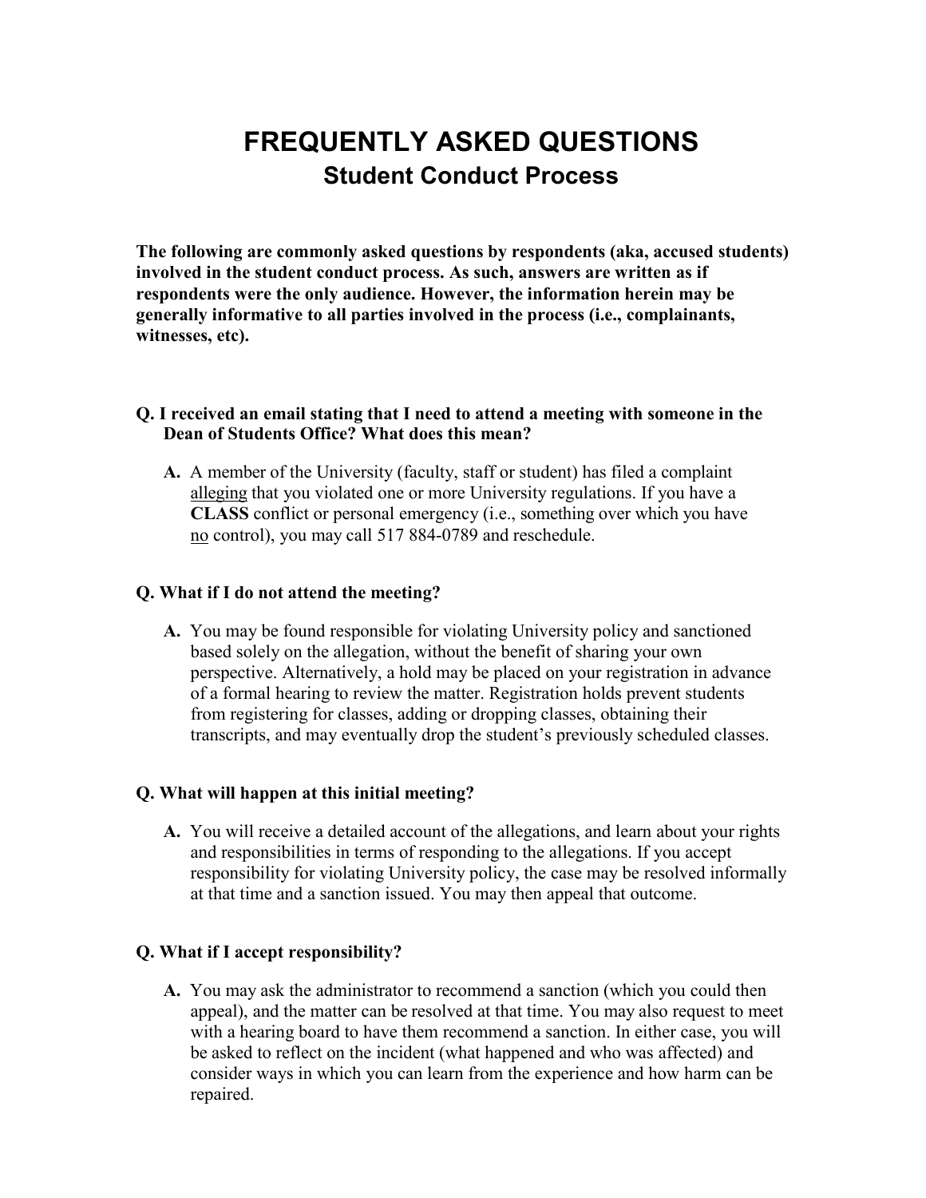# FREQUENTLY ASKED QUESTIONS

## Student Conduct Process

**The following are commonly asked questions by respondents (aka, accused students) involved in the student conduct process. As such, answers are written as if respondents were the only audience. However, the information herein may be generally informative to all parties involved in the process (i.e., complainants, witnesses, etc).**

**Q. I received an email stating that I need to attend a meeting with someone in the Dean of Students Office? What does this mean?**

**A.** A member of the University (faculty, staff or student) has filed a complaint <u>alleging</u> that you violated one or more University regulations. If you have a **CLASS** conflict or personal emergency (i.e., something over which you have <u>no</u> control), you may call 517 884-0789 and reschedule.

**Q. What if I do not attend the meeting?**

**A.** You may be found responsible for violating University policy and sanctioned based solely on the allegation, without the benefit of sharing your own perspective. Alternatively, a hold may be placed on your registration in advance of a formal hearing to review the matter. Registration holds prevent students from registering for classes, adding or dropping classes, obtaining their transcripts, and may eventually drop the student's previously scheduled classes.

**Q. What will happen at this initial meeting?**

**A.** You will receive a detailed account of the allegations, and learn about your rights and responsibilities in terms of responding to the allegations. If you accept responsibility for violating University policy, the case may be resolved informally at that time and a sanction issued. You may then appeal that outcome.

**Q. What if I accept responsibility?**

**A.** You may ask the administrator to recommend a sanction (which you could then appeal), and the matter can be resolved at that time. You may also request to meet with a hearing board to have them recommend a sanction. In either case, you will be asked to reflect on the incident (what happened and who was affected) and consider ways in which you can learn from the experience and how harm can be repaired.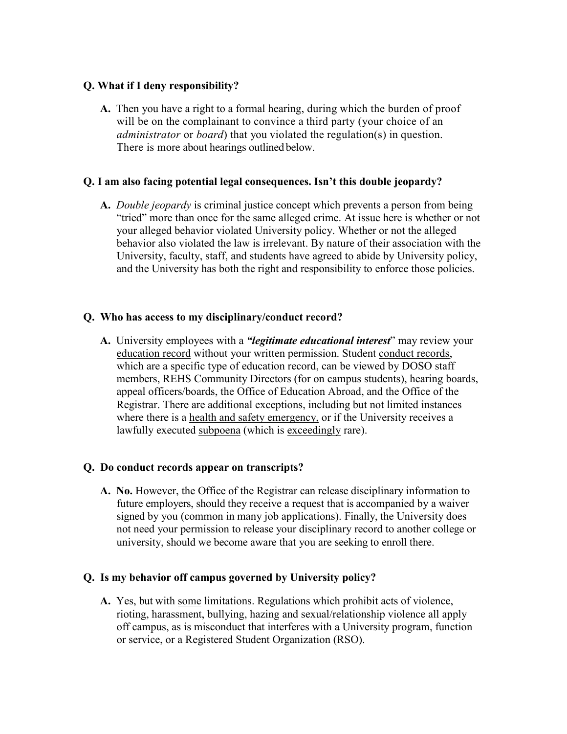**Q. What if I deny responsibility?**

**A.** Then you have a right to a formal hearing, during which the burden of proof will be on the complainant to convince a third party (your choice of an *administrator* or *board*) that you violated the regulation(s) in question. There is more about hearings outlined below.

**Q. I am also facing potential legal consequences. Isn't this double jeopardy?**

**A.** *Double jeopardy* is criminal justice concept which prevents a person from being "tried" more than once for the same alleged crime. At issue here is whether or not your alleged behavior violated University policy. Whether or not the alleged behavior also violated the law is irrelevant. By nature of their association with the University, faculty, staff, and students have agreed to abide by University policy, and the University has both the right and responsibility to enforce those policies.

**Q. Who has access to my disciplinary/conduct record?**

**A.** University employees with a ***"legitimate educational interest***" may review your <u>education record</u> without your written permission. Student <u>conduct records</u>, which are a specific type of education record, can be viewed by DOSO staff members, REHS Community Directors (for on campus students), hearing boards, appeal officers/boards, the Office of Education Abroad, and the Office of the Registrar. There are additional exceptions, including but not limited instances where there is a <u>health and safety emergency,</u> or if the University receives a lawfully executed <u>subpoena</u> (which is <u>exceedingly</u> rare).

**Q. Do conduct records appear on transcripts?**

**A. No.** However, the Office of the Registrar can release disciplinary information to future employers, should they receive a request that is accompanied by a waiver signed by you (common in many job applications). Finally, the University does not need your permission to release your disciplinary record to another college or university, should we become aware that you are seeking to enroll there.

**Q. Is my behavior off campus governed by University policy?**

**A.** Yes, but with <u>some</u> limitations. Regulations which prohibit acts of violence, rioting, harassment, bullying, hazing and sexual/relationship violence all apply off campus, as is misconduct that interferes with a University program, function or service, or a Registered Student Organization (RSO).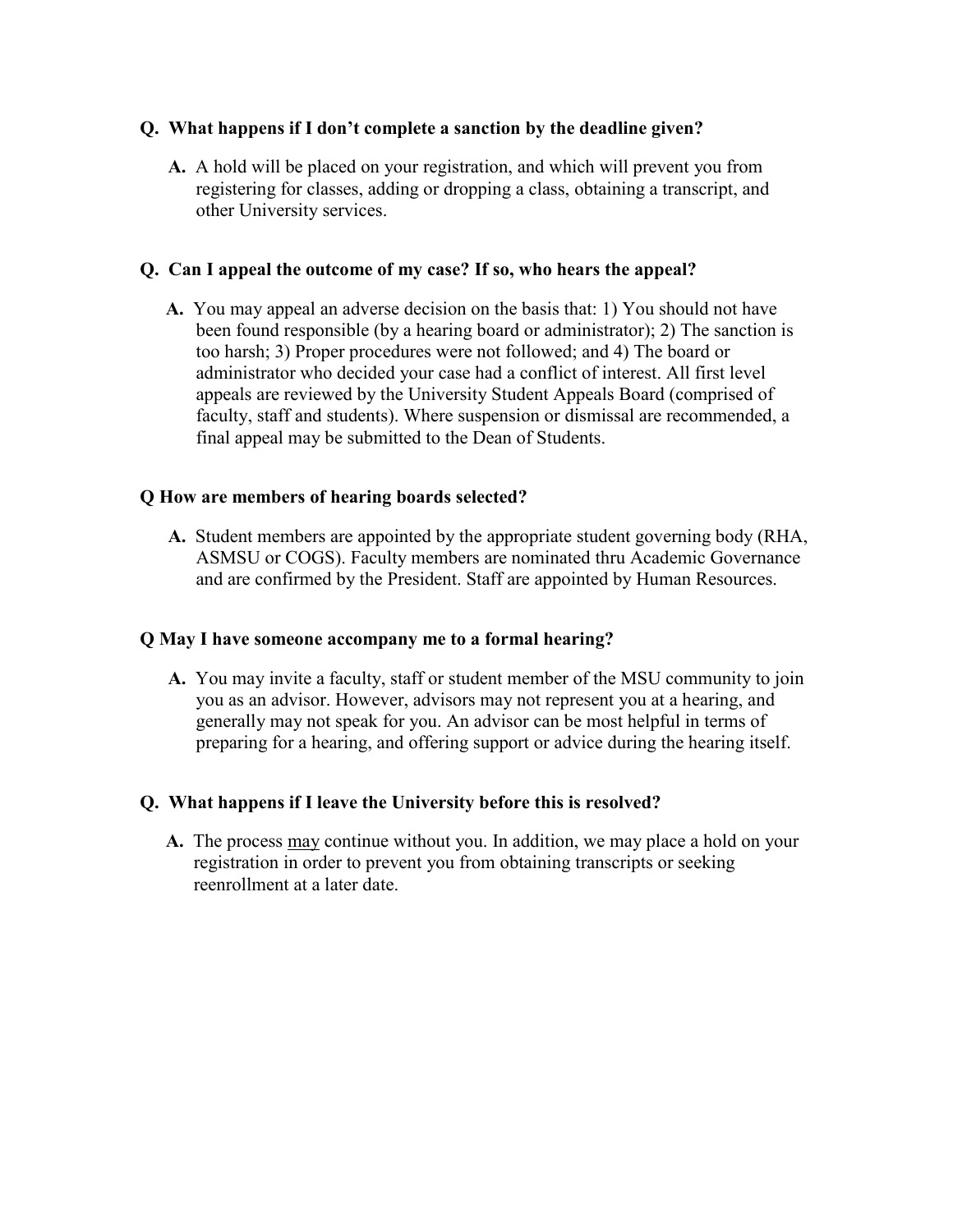**Q. What happens if I don't complete a sanction by the deadline given?**

**A.** A hold will be placed on your registration, and which will prevent you from registering for classes, adding or dropping a class, obtaining a transcript, and other University services.

**Q. Can I appeal the outcome of my case? If so, who hears the appeal?**

**A.** You may appeal an adverse decision on the basis that: 1) You should not have been found responsible (by a hearing board or administrator); 2) The sanction is too harsh; 3) Proper procedures were not followed; and 4) The board or administrator who decided your case had a conflict of interest. All first level appeals are reviewed by the University Student Appeals Board (comprised of faculty, staff and students). Where suspension or dismissal are recommended, a final appeal may be submitted to the Dean of Students.

**Q How are members of hearing boards selected?**

**A.** Student members are appointed by the appropriate student governing body (RHA, ASMSU or COGS). Faculty members are nominated thru Academic Governance and are confirmed by the President. Staff are appointed by Human Resources.

**Q May I have someone accompany me to a formal hearing?**

**A.** You may invite a faculty, staff or student member of the MSU community to join you as an advisor. However, advisors may not represent you at a hearing, and generally may not speak for you. An advisor can be most helpful in terms of preparing for a hearing, and offering support or advice during the hearing itself.

**Q. What happens if I leave the University before this is resolved?**

**A.** The process <u>may</u> continue without you. In addition, we may place a hold on your registration in order to prevent you from obtaining transcripts or seeking reenrollment at a later date.